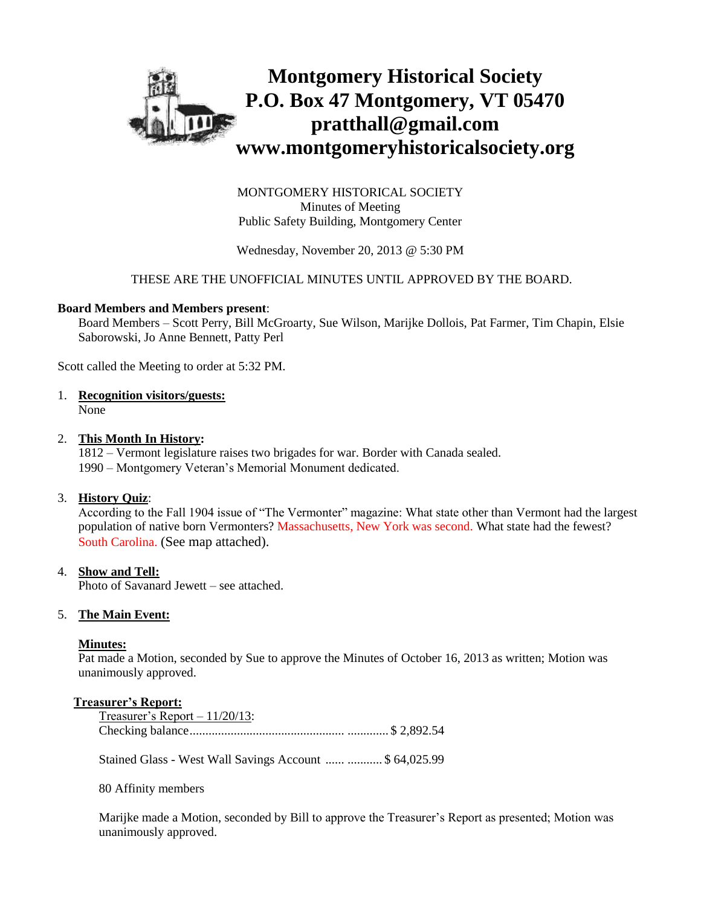# Montgomery Historical Society
# P.O. Box 47 Montgomery, VT 05470
# pratthall@gmail.com
# www.montgomeryhistoricalsociety.org

MONTGOMERY HISTORICAL SOCIETY
Minutes of Meeting
Public Safety Building, Montgomery Center

Wednesday, November 20, 2013 @ 5:30 PM

THESE ARE THE UNOFFICIAL MINUTES UNTIL APPROVED BY THE BOARD.

**Board Members and Members present**:
Board Members – Scott Perry, Bill McGroarty, Sue Wilson, Marijke Dollois, Pat Farmer, Tim Chapin, Elsie Saborowski, Jo Anne Bennett, Patty Perl

Scott called the Meeting to order at 5:32 PM.

1. **Recognition visitors/guests:**
   None

2. **This Month In History:**
   1812 – Vermont legislature raises two brigades for war. Border with Canada sealed.
   1990 – Montgomery Veteran's Memorial Monument dedicated.

3. **History Quiz**:
   According to the Fall 1904 issue of "The Vermonter" magazine: What state other than Vermont had the largest population of native born Vermonters? Massachusetts, New York was second. What state had the fewest? South Carolina. (See map attached).

4. **Show and Tell:**
   Photo of Savanard Jewett – see attached.

5. **The Main Event:**

   **Minutes:**
   Pat made a Motion, seconded by Sue to approve the Minutes of October 16, 2013 as written; Motion was unanimously approved.

   **Treasurer's Report:**
   Treasurer's Report – 11/20/13:
   Checking balance............................................... ............. $ 2,892.54

   Stained Glass - West Wall Savings Account ...... ........... $ 64,025.99

   80 Affinity members

   Marijke made a Motion, seconded by Bill to approve the Treasurer's Report as presented; Motion was unanimously approved.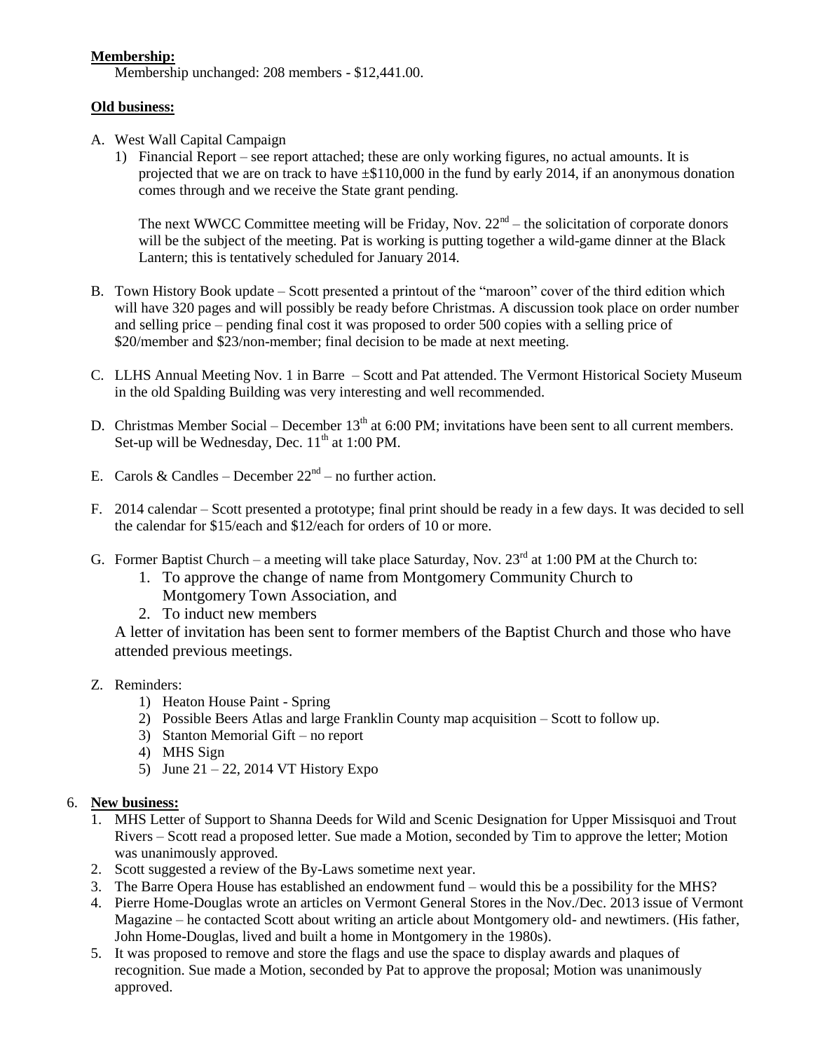**Membership:**

Membership unchanged: 208 members - $12,441.00.

**Old business:**

A. West Wall Capital Campaign
   1) Financial Report – see report attached; these are only working figures, no actual amounts. It is projected that we are on track to have ±$110,000 in the fund by early 2014, if an anonymous donation comes through and we receive the State grant pending.

      The next WWCC Committee meeting will be Friday, Nov. 22nd – the solicitation of corporate donors will be the subject of the meeting. Pat is working is putting together a wild-game dinner at the Black Lantern; this is tentatively scheduled for January 2014.

B. Town History Book update – Scott presented a printout of the "maroon" cover of the third edition which will have 320 pages and will possibly be ready before Christmas. A discussion took place on order number and selling price – pending final cost it was proposed to order 500 copies with a selling price of $20/member and $23/non-member; final decision to be made at next meeting.

C. LLHS Annual Meeting Nov. 1 in Barre – Scott and Pat attended. The Vermont Historical Society Museum in the old Spalding Building was very interesting and well recommended.

D. Christmas Member Social – December 13th at 6:00 PM; invitations have been sent to all current members. Set-up will be Wednesday, Dec. 11th at 1:00 PM.

E. Carols & Candles – December 22nd – no further action.

F. 2014 calendar – Scott presented a prototype; final print should be ready in a few days. It was decided to sell the calendar for $15/each and $12/each for orders of 10 or more.

G. Former Baptist Church – a meeting will take place Saturday, Nov. 23rd at 1:00 PM at the Church to:
   1. To approve the change of name from Montgomery Community Church to Montgomery Town Association, and
   2. To induct new members

   A letter of invitation has been sent to former members of the Baptist Church and those who have attended previous meetings.

Z. Reminders:
   1) Heaton House Paint - Spring
   2) Possible Beers Atlas and large Franklin County map acquisition – Scott to follow up.
   3) Stanton Memorial Gift – no report
   4) MHS Sign
   5) June 21 – 22, 2014 VT History Expo

6. **New business:**
   1. MHS Letter of Support to Shanna Deeds for Wild and Scenic Designation for Upper Missisquoi and Trout Rivers – Scott read a proposed letter. Sue made a Motion, seconded by Tim to approve the letter; Motion was unanimously approved.
   2. Scott suggested a review of the By-Laws sometime next year.
   3. The Barre Opera House has established an endowment fund – would this be a possibility for the MHS?
   4. Pierre Home-Douglas wrote an articles on Vermont General Stores in the Nov./Dec. 2013 issue of Vermont Magazine – he contacted Scott about writing an article about Montgomery old- and newtimers. (His father, John Home-Douglas, lived and built a home in Montgomery in the 1980s).
   5. It was proposed to remove and store the flags and use the space to display awards and plaques of recognition. Sue made a Motion, seconded by Pat to approve the proposal; Motion was unanimously approved.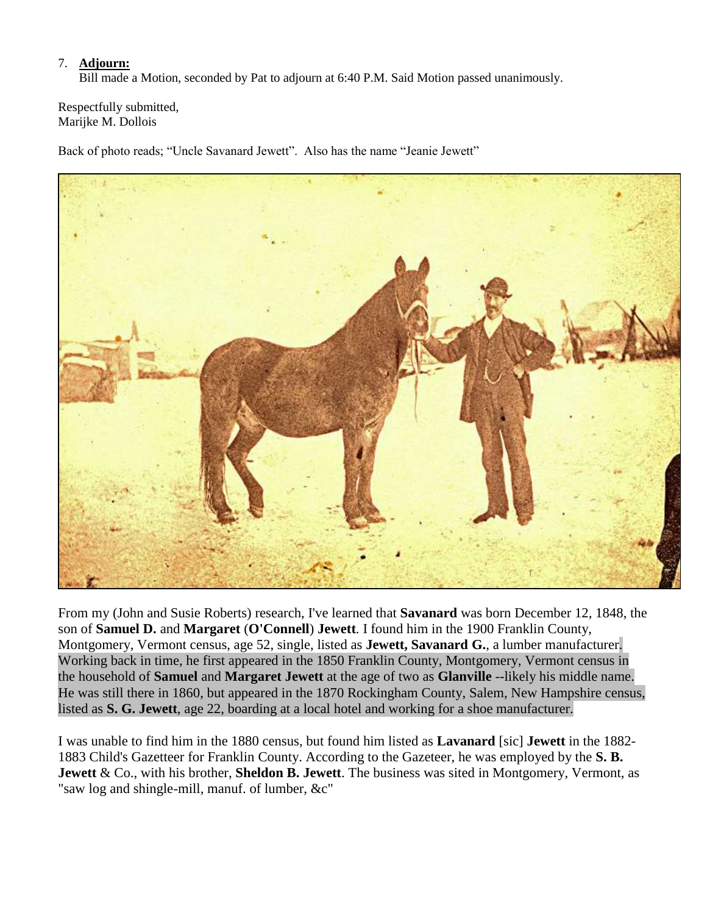7. **Adjourn:**
   Bill made a Motion, seconded by Pat to adjourn at 6:40 P.M. Said Motion passed unanimously.

Respectfully submitted,
Marijke M. Dollois

Back of photo reads; "Uncle Savanard Jewett". Also has the name "Jeanie Jewett"

From my (John and Susie Roberts) research, I've learned that **Savanard** was born December 12, 1848, the son of **Samuel D.** and **Margaret** (**O'Connell**) **Jewett**. I found him in the 1900 Franklin County, Montgomery, Vermont census, age 52, single, listed as **Jewett, Savanard G.**, a lumber manufacturer. Working back in time, he first appeared in the 1850 Franklin County, Montgomery, Vermont census in the household of **Samuel** and **Margaret Jewett** at the age of two as **Glanville** --likely his middle name. He was still there in 1860, but appeared in the 1870 Rockingham County, Salem, New Hampshire census, listed as **S. G. Jewett**, age 22, boarding at a local hotel and working for a shoe manufacturer.

I was unable to find him in the 1880 census, but found him listed as **Lavanard** [sic] **Jewett** in the 1882-1883 Child's Gazetteer for Franklin County. According to the Gazetteer, he was employed by the **S. B. Jewett** & Co., with his brother, **Sheldon B. Jewett**. The business was sited in Montgomery, Vermont, as "saw log and shingle-mill, manuf. of lumber, &c"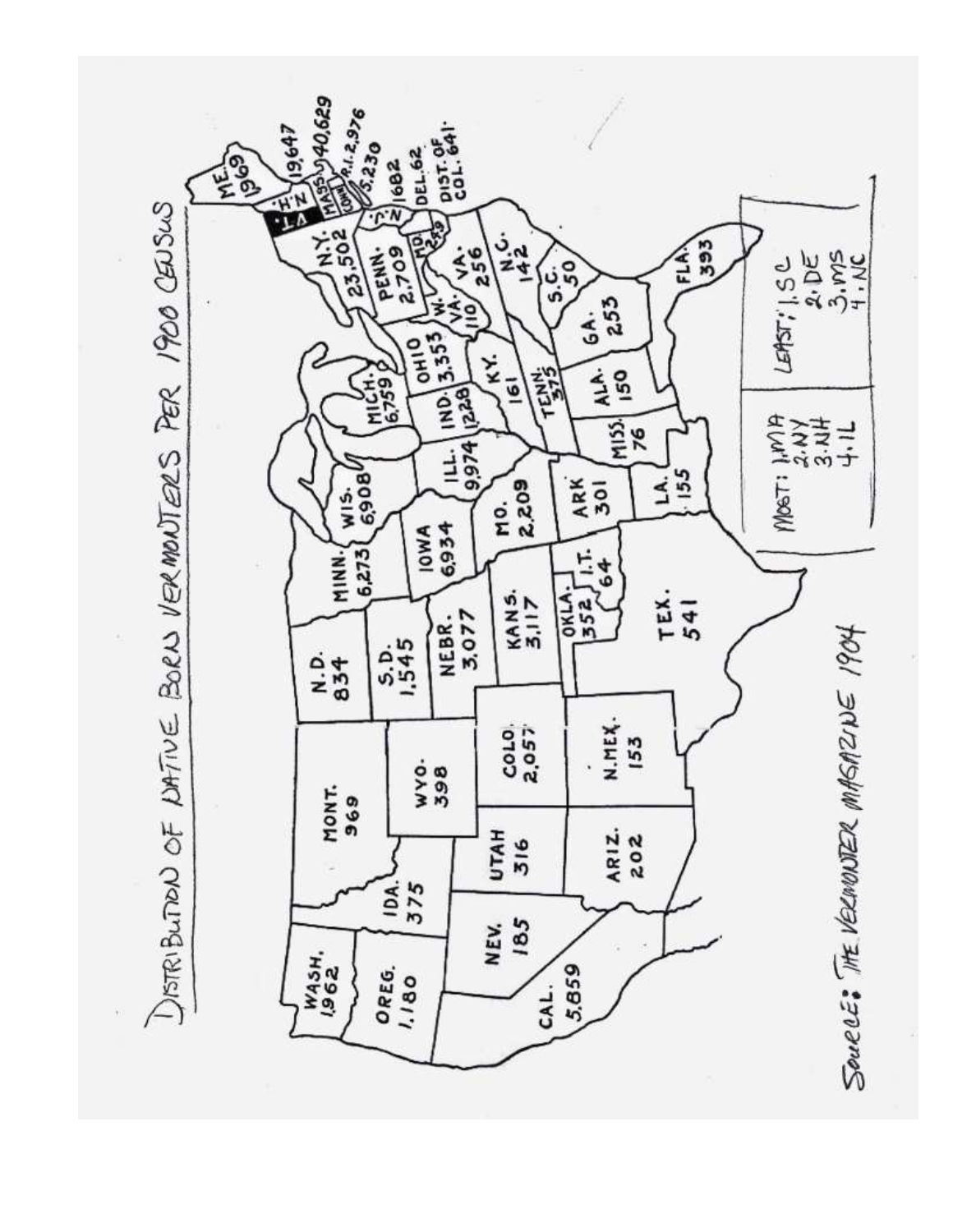# Distribution of Native Born Vermonters per 1900 Census

| State | Number |
|---|---|
| ME. | 1969 |
| N.H. | 19,647 |
| MASS. | 40,629 |
| R.I. | 2,976 |
| CONN. | 5,230 |
| N.J. | 1682 |
| DEL. | 62 |
| DIST. OF COL. | 641 |
| N.Y. | 23,502 |
| PENN. | 2,709 |
| MD. | 249 |
| VA. | 256 |
| W. VA. | 110 |
| N.C. | 142 |
| S.C. | 50 |
| GA. | 253 |
| FLA. | 393 |
| OHIO | 3,353 |
| MICH. | 6,759 |
| IND. | 1228 |
| KY. | 161 |
| TENN. | 375 |
| ALA. | 150 |
| MISS. | 76 |
| ILL. | 9,974 |
| WIS. | 6,908 |
| MINN. | 6,273 |
| IOWA | 6,934 |
| MO. | 2,209 |
| ARK | 301 |
| LA. | 155 |
| N.D. | 834 |
| S.D. | 1,545 |
| NEBR. | 3,077 |
| KANS. | 3,117 |
| OKLA. | 352 |
| I.T. | 64 |
| TEX. | 541 |
| MONT. | 969 |
| WYO. | 398 |
| COLO. | 2,057 |
| N.MEX. | 153 |
| IDA. | 375 |
| UTAH | 316 |
| ARIZ. | 202 |
| WASH. | 1,962 |
| OREG. | 1,180 |
| NEV. | 185 |
| CAL. | 5,859 |

MOST: 1. MA 2. NY 3. NH 4. IL

LEAST: 1. SC 2. DE 3. MS 4. NC

Source: The Vermonter Magazine 1904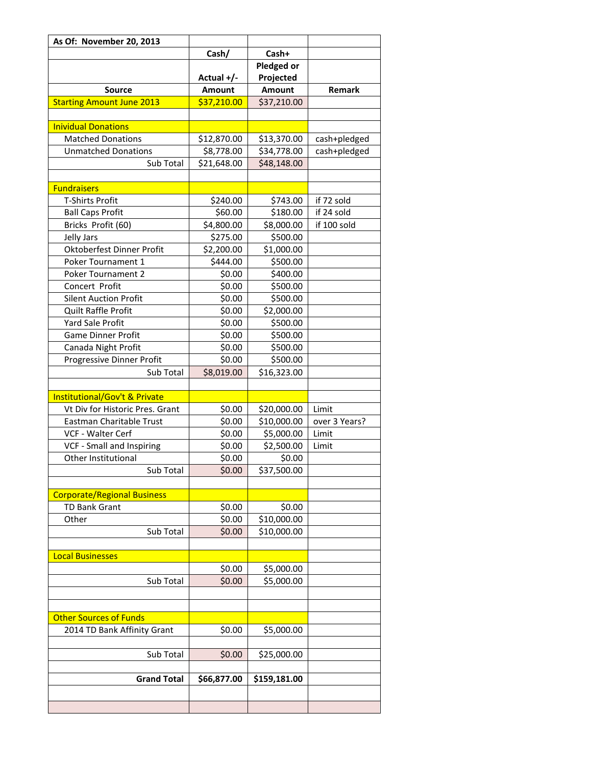| As Of: November 20, 2013 | Cash/ Actual +/- Amount | Cash+ Pledged or Projected Amount | Remark |
|---|---|---|---|
| **Source** | | | |
| Starting Amount June 2013 | $37,210.00 | $37,210.00 | |
| | | | |
| Inividual Donations | | | |
| Matched Donations | $12,870.00 | $13,370.00 | cash+pledged |
| Unmatched Donations | $8,778.00 | $34,778.00 | cash+pledged |
| Sub Total | $21,648.00 | $48,148.00 | |
| | | | |
| Fundraisers | | | |
| T-Shirts Profit | $240.00 | $743.00 | if 72 sold |
| Ball Caps Profit | $60.00 | $180.00 | if 24 sold |
| Bricks Profit (60) | $4,800.00 | $8,000.00 | if 100 sold |
| Jelly Jars | $275.00 | $500.00 | |
| Oktoberfest Dinner Profit | $2,200.00 | $1,000.00 | |
| Poker Tournament 1 | $444.00 | $500.00 | |
| Poker Tournament 2 | $0.00 | $400.00 | |
| Concert Profit | $0.00 | $500.00 | |
| Silent Auction Profit | $0.00 | $500.00 | |
| Quilt Raffle Profit | $0.00 | $2,000.00 | |
| Yard Sale Profit | $0.00 | $500.00 | |
| Game Dinner Profit | $0.00 | $500.00 | |
| Canada Night Profit | $0.00 | $500.00 | |
| Progressive Dinner Profit | $0.00 | $500.00 | |
| Sub Total | $8,019.00 | $16,323.00 | |
| | | | |
| Institutional/Gov't & Private | | | |
| Vt Div for Historic Pres. Grant | $0.00 | $20,000.00 | Limit |
| Eastman Charitable Trust | $0.00 | $10,000.00 | over 3 Years? |
| VCF - Walter Cerf | $0.00 | $5,000.00 | Limit |
| VCF - Small and Inspiring | $0.00 | $2,500.00 | Limit |
| Other Institutional | $0.00 | $0.00 | |
| Sub Total | $0.00 | $37,500.00 | |
| | | | |
| Corporate/Regional Business | | | |
| TD Bank Grant | $0.00 | $0.00 | |
| Other | $0.00 | $10,000.00 | |
| Sub Total | $0.00 | $10,000.00 | |
| | | | |
| Local Businesses | | | |
| | $0.00 | $5,000.00 | |
| Sub Total | $0.00 | $5,000.00 | |
| | | | |
| | | | |
| Other Sources of Funds | | | |
| 2014 TD Bank Affinity Grant | $0.00 | $5,000.00 | |
| | | | |
| Sub Total | $0.00 | $25,000.00 | |
| | | | |
| **Grand Total** | **$66,877.00** | **$159,181.00** | |